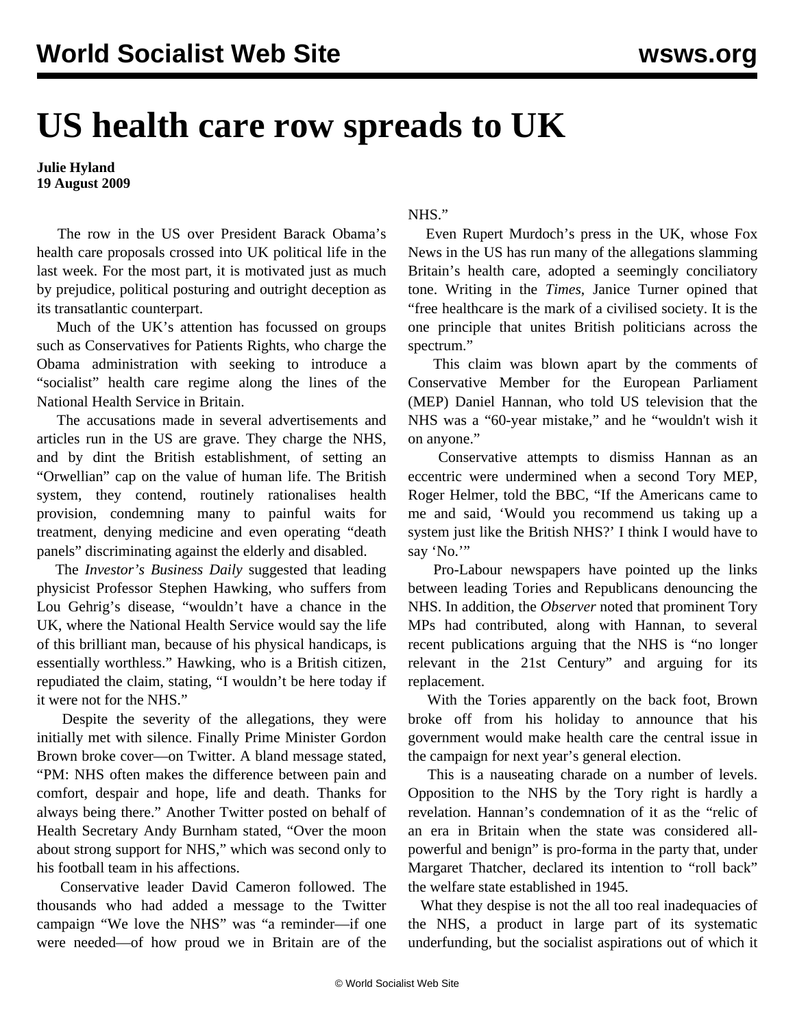# US health care row spreads to UK

**Julie Hyland**
**19 August 2009**

The row in the US over President Barack Obama's health care proposals crossed into UK political life in the last week. For the most part, it is motivated just as much by prejudice, political posturing and outright deception as its transatlantic counterpart.

Much of the UK's attention has focussed on groups such as Conservatives for Patients Rights, who charge the Obama administration with seeking to introduce a "socialist" health care regime along the lines of the National Health Service in Britain.

The accusations made in several advertisements and articles run in the US are grave. They charge the NHS, and by dint the British establishment, of setting an "Orwellian" cap on the value of human life. The British system, they contend, routinely rationalises health provision, condemning many to painful waits for treatment, denying medicine and even operating "death panels" discriminating against the elderly and disabled.

The *Investor's Business Daily* suggested that leading physicist Professor Stephen Hawking, who suffers from Lou Gehrig's disease, "wouldn't have a chance in the UK, where the National Health Service would say the life of this brilliant man, because of his physical handicaps, is essentially worthless." Hawking, who is a British citizen, repudiated the claim, stating, "I wouldn't be here today if it were not for the NHS."

Despite the severity of the allegations, they were initially met with silence. Finally Prime Minister Gordon Brown broke cover—on Twitter. A bland message stated, "PM: NHS often makes the difference between pain and comfort, despair and hope, life and death. Thanks for always being there." Another Twitter posted on behalf of Health Secretary Andy Burnham stated, "Over the moon about strong support for NHS," which was second only to his football team in his affections.

Conservative leader David Cameron followed. The thousands who had added a message to the Twitter campaign "We love the NHS" was "a reminder—if one were needed—of how proud we in Britain are of the NHS."

Even Rupert Murdoch's press in the UK, whose Fox News in the US has run many of the allegations slamming Britain's health care, adopted a seemingly conciliatory tone. Writing in the *Times*, Janice Turner opined that "free healthcare is the mark of a civilised society. It is the one principle that unites British politicians across the spectrum."

This claim was blown apart by the comments of Conservative Member for the European Parliament (MEP) Daniel Hannan, who told US television that the NHS was a "60-year mistake," and he "wouldn't wish it on anyone."

Conservative attempts to dismiss Hannan as an eccentric were undermined when a second Tory MEP, Roger Helmer, told the BBC, "If the Americans came to me and said, 'Would you recommend us taking up a system just like the British NHS?' I think I would have to say 'No.'"

Pro-Labour newspapers have pointed up the links between leading Tories and Republicans denouncing the NHS. In addition, the *Observer* noted that prominent Tory MPs had contributed, along with Hannan, to several recent publications arguing that the NHS is "no longer relevant in the 21st Century" and arguing for its replacement.

With the Tories apparently on the back foot, Brown broke off from his holiday to announce that his government would make health care the central issue in the campaign for next year's general election.

This is a nauseating charade on a number of levels. Opposition to the NHS by the Tory right is hardly a revelation. Hannan's condemnation of it as the "relic of an era in Britain when the state was considered all-powerful and benign" is pro-forma in the party that, under Margaret Thatcher, declared its intention to "roll back" the welfare state established in 1945.

What they despise is not the all too real inadequacies of the NHS, a product in large part of its systematic underfunding, but the socialist aspirations out of which it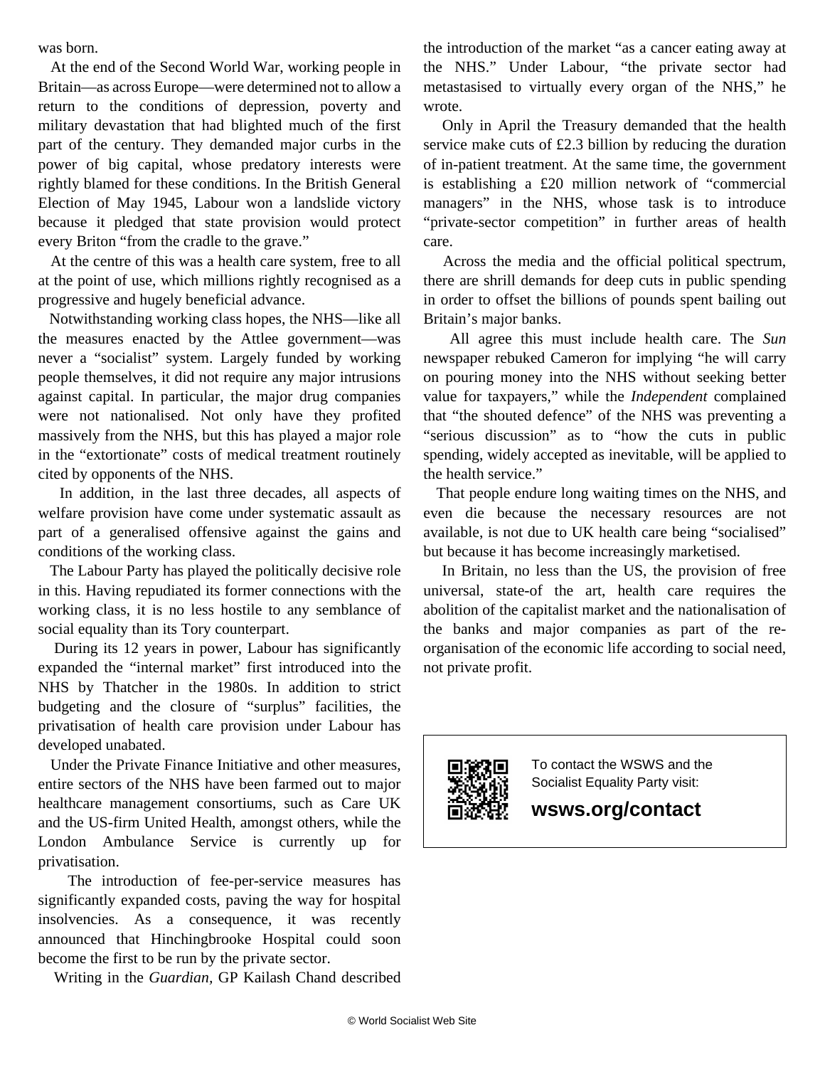was born.

At the end of the Second World War, working people in Britain—as across Europe—were determined not to allow a return to the conditions of depression, poverty and military devastation that had blighted much of the first part of the century. They demanded major curbs in the power of big capital, whose predatory interests were rightly blamed for these conditions. In the British General Election of May 1945, Labour won a landslide victory because it pledged that state provision would protect every Briton "from the cradle to the grave."

At the centre of this was a health care system, free to all at the point of use, which millions rightly recognised as a progressive and hugely beneficial advance.

Notwithstanding working class hopes, the NHS—like all the measures enacted by the Attlee government—was never a "socialist" system. Largely funded by working people themselves, it did not require any major intrusions against capital. In particular, the major drug companies were not nationalised. Not only have they profited massively from the NHS, but this has played a major role in the "extortionate" costs of medical treatment routinely cited by opponents of the NHS.

In addition, in the last three decades, all aspects of welfare provision have come under systematic assault as part of a generalised offensive against the gains and conditions of the working class.

The Labour Party has played the politically decisive role in this. Having repudiated its former connections with the working class, it is no less hostile to any semblance of social equality than its Tory counterpart.

During its 12 years in power, Labour has significantly expanded the "internal market" first introduced into the NHS by Thatcher in the 1980s. In addition to strict budgeting and the closure of "surplus" facilities, the privatisation of health care provision under Labour has developed unabated.

Under the Private Finance Initiative and other measures, entire sectors of the NHS have been farmed out to major healthcare management consortiums, such as Care UK and the US-firm United Health, amongst others, while the London Ambulance Service is currently up for privatisation.

The introduction of fee-per-service measures has significantly expanded costs, paving the way for hospital insolvencies. As a consequence, it was recently announced that Hinchingbrooke Hospital could soon become the first to be run by the private sector.

Writing in the *Guardian*, GP Kailash Chand described the introduction of the market "as a cancer eating away at the NHS." Under Labour, "the private sector had metastasised to virtually every organ of the NHS," he wrote.

Only in April the Treasury demanded that the health service make cuts of £2.3 billion by reducing the duration of in-patient treatment. At the same time, the government is establishing a £20 million network of "commercial managers" in the NHS, whose task is to introduce "private-sector competition" in further areas of health care.

Across the media and the official political spectrum, there are shrill demands for deep cuts in public spending in order to offset the billions of pounds spent bailing out Britain's major banks.

All agree this must include health care. The *Sun* newspaper rebuked Cameron for implying "he will carry on pouring money into the NHS without seeking better value for taxpayers," while the *Independent* complained that "the shouted defence" of the NHS was preventing a "serious discussion" as to "how the cuts in public spending, widely accepted as inevitable, will be applied to the health service."

That people endure long waiting times on the NHS, and even die because the necessary resources are not available, is not due to UK health care being "socialised" but because it has become increasingly marketised.

In Britain, no less than the US, the provision of free universal, state-of the art, health care requires the abolition of the capitalist market and the nationalisation of the banks and major companies as part of the re-organisation of the economic life according to social need, not private profit.

To contact the WSWS and the Socialist Equality Party visit:

**wsws.org/contact**